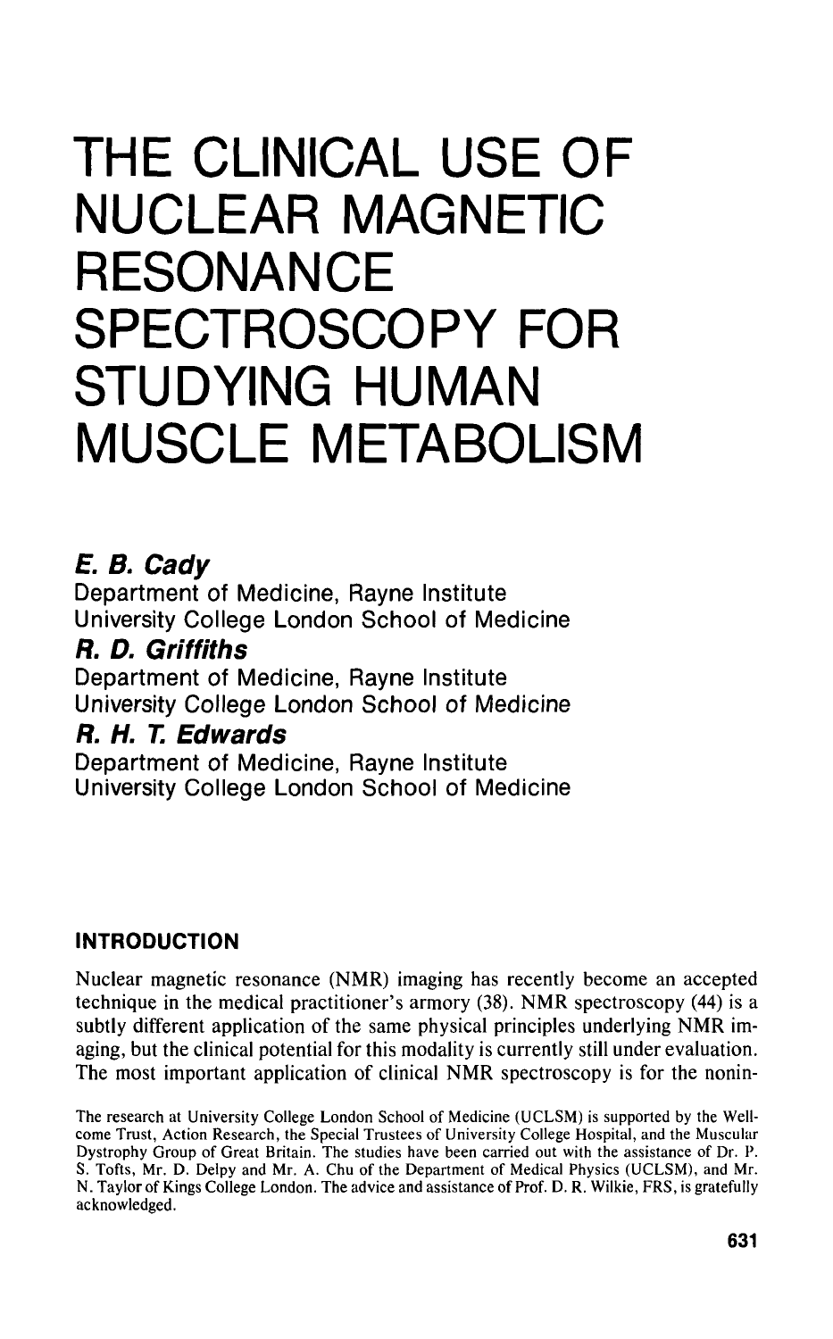# THE CLINICAL USE OF NUCLEAR MAGNETIC RESONANCE SPECTROSCOPY FOR STUDYING HUMAN MUSCLE METABOLISM

***E. B. Cady***
Department of Medicine, Rayne Institute
University College London School of Medicine

***R. D. Griffiths***
Department of Medicine, Rayne Institute
University College London School of Medicine

***R. H. T. Edwards***
Department of Medicine, Rayne Institute
University College London School of Medicine

## INTRODUCTION

Nuclear magnetic resonance (NMR) imaging has recently become an accepted technique in the medical practitioner's armory (38). NMR spectroscopy (44) is a subtly different application of the same physical principles underlying NMR imaging, but the clinical potential for this modality is currently still under evaluation. The most important application of clinical NMR spectroscopy is for the nonin-

The research at University College London School of Medicine (UCLSM) is supported by the Wellcome Trust, Action Research, the Special Trustees of University College Hospital, and the Muscular Dystrophy Group of Great Britain. The studies have been carried out with the assistance of Dr. P. S. Tofts, Mr. D. Delpy and Mr. A. Chu of the Department of Medical Physics (UCLSM), and Mr. N. Taylor of Kings College London. The advice and assistance of Prof. D. R. Wilkie, FRS, is gratefully acknowledged.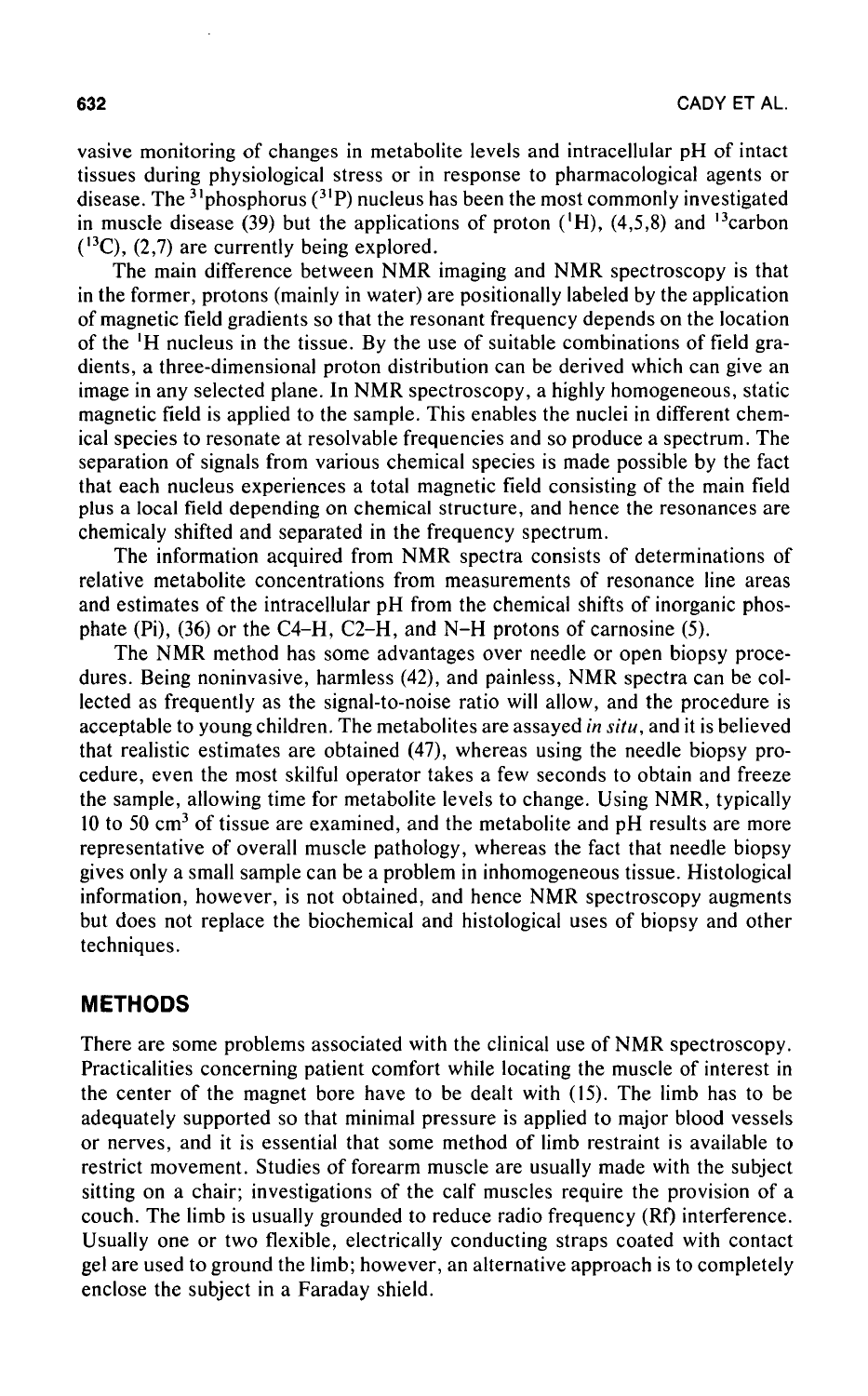vasive monitoring of changes in metabolite levels and intracellular pH of intact tissues during physiological stress or in response to pharmacological agents or disease. The $^{31}$phosphorus ($^{31}$P) nucleus has been the most commonly investigated in muscle disease (39) but the applications of proton ($^{1}$H), (4,5,8) and $^{13}$carbon ($^{13}$C), (2,7) are currently being explored.

The main difference between NMR imaging and NMR spectroscopy is that in the former, protons (mainly in water) are positionally labeled by the application of magnetic field gradients so that the resonant frequency depends on the location of the $^{1}$H nucleus in the tissue. By the use of suitable combinations of field gradients, a three-dimensional proton distribution can be derived which can give an image in any selected plane. In NMR spectroscopy, a highly homogeneous, static magnetic field is applied to the sample. This enables the nuclei in different chemical species to resonate at resolvable frequencies and so produce a spectrum. The separation of signals from various chemical species is made possible by the fact that each nucleus experiences a total magnetic field consisting of the main field plus a local field depending on chemical structure, and hence the resonances are chemicaly shifted and separated in the frequency spectrum.

The information acquired from NMR spectra consists of determinations of relative metabolite concentrations from measurements of resonance line areas and estimates of the intracellular pH from the chemical shifts of inorganic phosphate (Pi), (36) or the C4–H, C2–H, and N–H protons of carnosine (5).

The NMR method has some advantages over needle or open biopsy procedures. Being noninvasive, harmless (42), and painless, NMR spectra can be collected as frequently as the signal-to-noise ratio will allow, and the procedure is acceptable to young children. The metabolites are assayed *in situ*, and it is believed that realistic estimates are obtained (47), whereas using the needle biopsy procedure, even the most skilful operator takes a few seconds to obtain and freeze the sample, allowing time for metabolite levels to change. Using NMR, typically 10 to 50 cm$^{3}$ of tissue are examined, and the metabolite and pH results are more representative of overall muscle pathology, whereas the fact that needle biopsy gives only a small sample can be a problem in inhomogeneous tissue. Histological information, however, is not obtained, and hence NMR spectroscopy augments but does not replace the biochemical and histological uses of biopsy and other techniques.

## METHODS

There are some problems associated with the clinical use of NMR spectroscopy. Practicalities concerning patient comfort while locating the muscle of interest in the center of the magnet bore have to be dealt with (15). The limb has to be adequately supported so that minimal pressure is applied to major blood vessels or nerves, and it is essential that some method of limb restraint is available to restrict movement. Studies of forearm muscle are usually made with the subject sitting on a chair; investigations of the calf muscles require the provision of a couch. The limb is usually grounded to reduce radio frequency (Rf) interference. Usually one or two flexible, electrically conducting straps coated with contact gel are used to ground the limb; however, an alternative approach is to completely enclose the subject in a Faraday shield.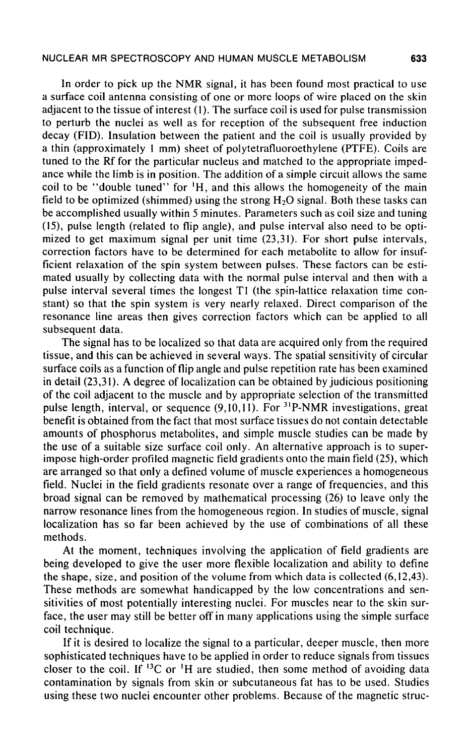In order to pick up the NMR signal, it has been found most practical to use a surface coil antenna consisting of one or more loops of wire placed on the skin adjacent to the tissue of interest (1). The surface coil is used for pulse transmission to perturb the nuclei as well as for reception of the subsequent free induction decay (FID). Insulation between the patient and the coil is usually provided by a thin (approximately 1 mm) sheet of polytetrafluoroethylene (PTFE). Coils are tuned to the Rf for the particular nucleus and matched to the appropriate impedance while the limb is in position. The addition of a simple circuit allows the same coil to be "double tuned" for $^{1}H$, and this allows the homogeneity of the main field to be optimized (shimmed) using the strong $H_2O$ signal. Both these tasks can be accomplished usually within 5 minutes. Parameters such as coil size and tuning (15), pulse length (related to flip angle), and pulse interval also need to be optimized to get maximum signal per unit time (23,31). For short pulse intervals, correction factors have to be determined for each metabolite to allow for insufficient relaxation of the spin system between pulses. These factors can be estimated usually by collecting data with the normal pulse interval and then with a pulse interval several times the longest T1 (the spin-lattice relaxation time constant) so that the spin system is very nearly relaxed. Direct comparison of the resonance line areas then gives correction factors which can be applied to all subsequent data.

The signal has to be localized so that data are acquired only from the required tissue, and this can be achieved in several ways. The spatial sensitivity of circular surface coils as a function of flip angle and pulse repetition rate has been examined in detail (23,31). A degree of localization can be obtained by judicious positioning of the coil adjacent to the muscle and by appropriate selection of the transmitted pulse length, interval, or sequence (9,10,11). For $^{31}P$-NMR investigations, great benefit is obtained from the fact that most surface tissues do not contain detectable amounts of phosphorus metabolites, and simple muscle studies can be made by the use of a suitable size surface coil only. An alternative approach is to superimpose high-order profiled magnetic field gradients onto the main field (25), which are arranged so that only a defined volume of muscle experiences a homogeneous field. Nuclei in the field gradients resonate over a range of frequencies, and this broad signal can be removed by mathematical processing (26) to leave only the narrow resonance lines from the homogeneous region. In studies of muscle, signal localization has so far been achieved by the use of combinations of all these methods.

At the moment, techniques involving the application of field gradients are being developed to give the user more flexible localization and ability to define the shape, size, and position of the volume from which data is collected (6,12,43). These methods are somewhat handicapped by the low concentrations and sensitivities of most potentially interesting nuclei. For muscles near to the skin surface, the user may still be better off in many applications using the simple surface coil technique.

If it is desired to localize the signal to a particular, deeper muscle, then more sophisticated techniques have to be applied in order to reduce signals from tissues closer to the coil. If $^{13}C$ or $^{1}H$ are studied, then some method of avoiding data contamination by signals from skin or subcutaneous fat has to be used. Studies using these two nuclei encounter other problems. Because of the magnetic struc-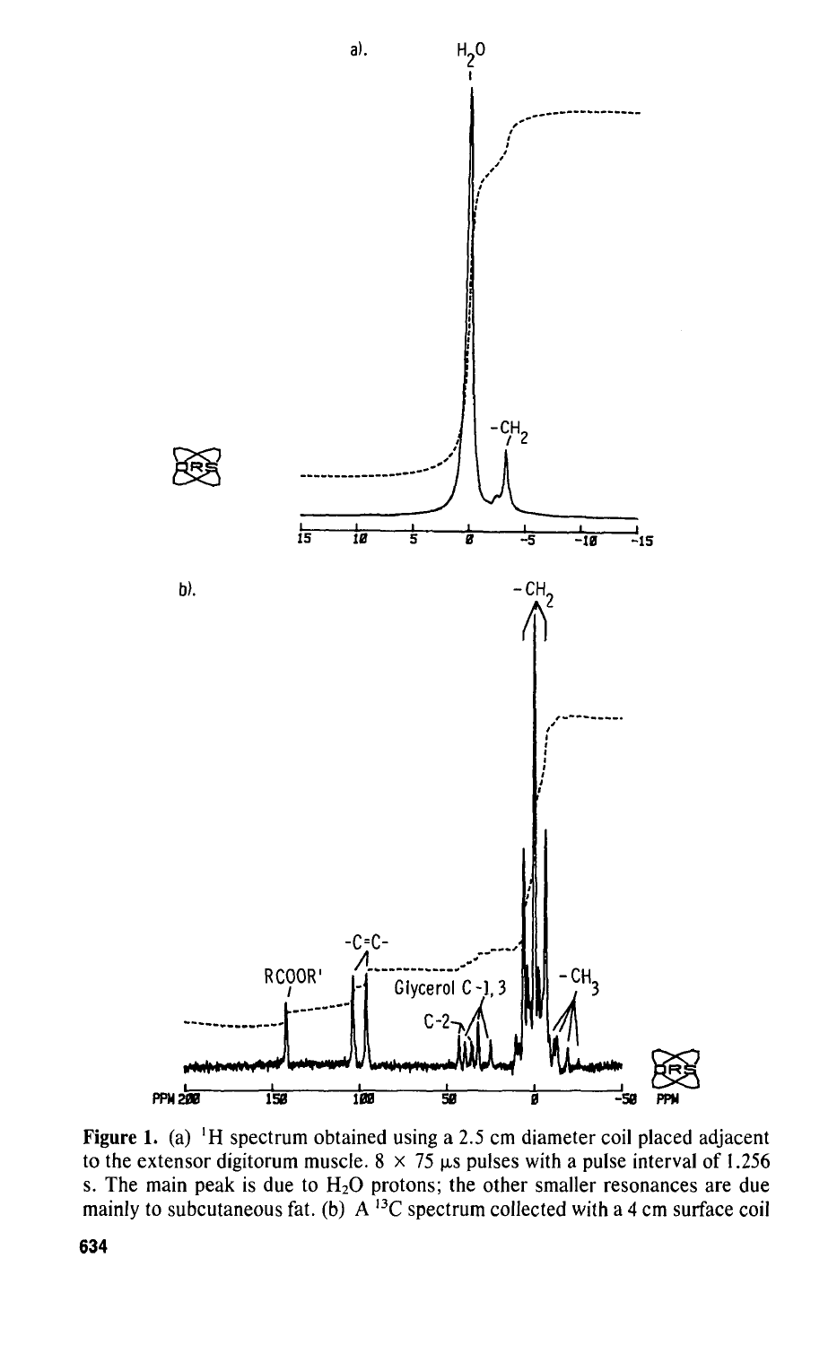**Figure 1.** (a) [1]H spectrum obtained using a 2.5 cm diameter coil placed adjacent to the extensor digitorum muscle. 8 × 75 μs pulses with a pulse interval of 1.256 s. The main peak is due to $H_2O$ protons; the other smaller resonances are due mainly to subcutaneous fat. (b) A [13]C spectrum collected with a 4 cm surface coil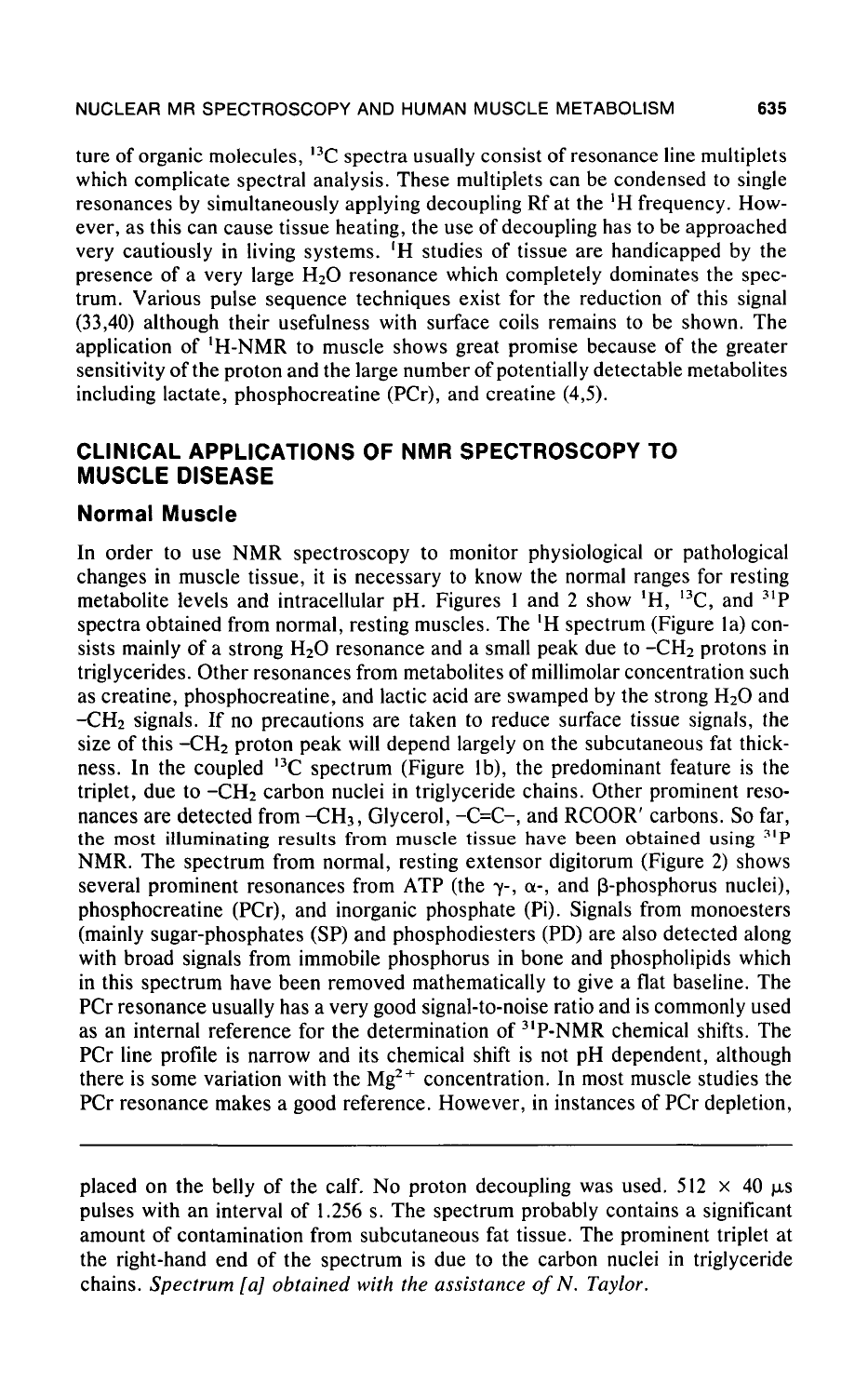ture of organic molecules, $^{13}C$ spectra usually consist of resonance line multiplets which complicate spectral analysis. These multiplets can be condensed to single resonances by simultaneously applying decoupling Rf at the $^{1}H$ frequency. However, as this can cause tissue heating, the use of decoupling has to be approached very cautiously in living systems. $^{1}H$ studies of tissue are handicapped by the presence of a very large $H_2O$ resonance which completely dominates the spectrum. Various pulse sequence techniques exist for the reduction of this signal (33,40) although their usefulness with surface coils remains to be shown. The application of $^{1}H$-NMR to muscle shows great promise because of the greater sensitivity of the proton and the large number of potentially detectable metabolites including lactate, phosphocreatine (PCr), and creatine (4,5).

## CLINICAL APPLICATIONS OF NMR SPECTROSCOPY TO MUSCLE DISEASE

### Normal Muscle

In order to use NMR spectroscopy to monitor physiological or pathological changes in muscle tissue, it is necessary to know the normal ranges for resting metabolite levels and intracellular pH. Figures 1 and 2 show $^{1}H$, $^{13}C$, and $^{31}P$ spectra obtained from normal, resting muscles. The $^{1}H$ spectrum (Figure 1a) consists mainly of a strong $H_2O$ resonance and a small peak due to $-CH_2$ protons in triglycerides. Other resonances from metabolites of millimolar concentration such as creatine, phosphocreatine, and lactic acid are swamped by the strong $H_2O$ and $-CH_2$ signals. If no precautions are taken to reduce surface tissue signals, the size of this $-CH_2$ proton peak will depend largely on the subcutaneous fat thickness. In the coupled $^{13}C$ spectrum (Figure 1b), the predominant feature is the triplet, due to $-CH_2$ carbon nuclei in triglyceride chains. Other prominent resonances are detected from $-CH_3$, Glycerol, $-C{=}C-$, and RCOOR′ carbons. So far, the most illuminating results from muscle tissue have been obtained using $^{31}P$ NMR. The spectrum from normal, resting extensor digitorum (Figure 2) shows several prominent resonances from ATP (the $\gamma$-, $\alpha$-, and $\beta$-phosphorus nuclei), phosphocreatine (PCr), and inorganic phosphate (Pi). Signals from monoesters (mainly sugar-phosphates (SP) and phosphodiesters (PD) are also detected along with broad signals from immobile phosphorus in bone and phospholipids which in this spectrum have been removed mathematically to give a flat baseline. The PCr resonance usually has a very good signal-to-noise ratio and is commonly used as an internal reference for the determination of $^{31}P$-NMR chemical shifts. The PCr line profile is narrow and its chemical shift is not pH dependent, although there is some variation with the $Mg^{2+}$ concentration. In most muscle studies the PCr resonance makes a good reference. However, in instances of PCr depletion,

---

placed on the belly of the calf. No proton decoupling was used. 512 × 40 $\mu$s pulses with an interval of 1.256 s. The spectrum probably contains a significant amount of contamination from subcutaneous fat tissue. The prominent triplet at the right-hand end of the spectrum is due to the carbon nuclei in triglyceride chains. *Spectrum [a] obtained with the assistance of N. Taylor.*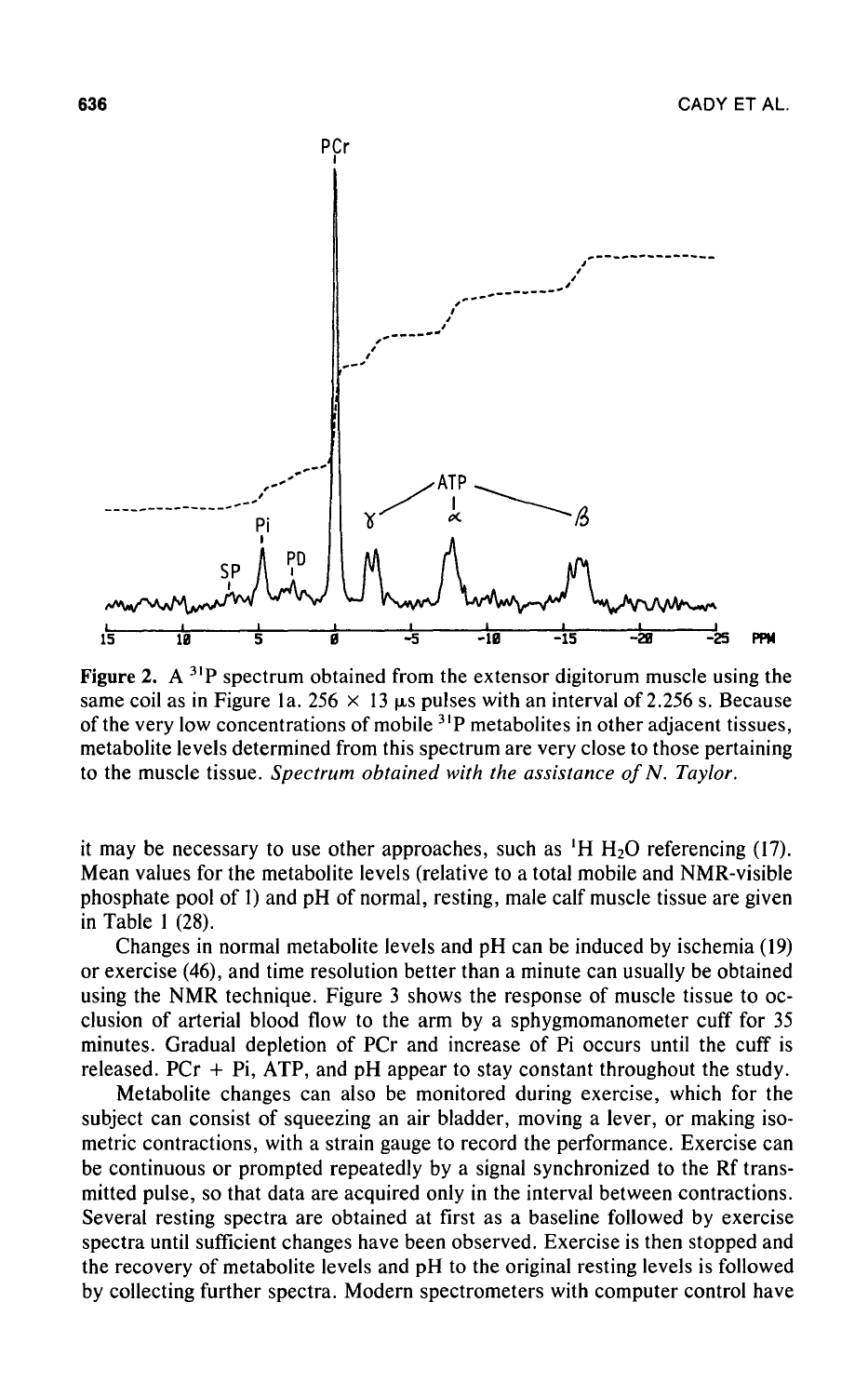Figure 2. A $^{31}P$ spectrum obtained from the extensor digitorum muscle using the same coil as in Figure 1a. 256 × 13 μs pulses with an interval of 2.256 s. Because of the very low concentrations of mobile $^{31}P$ metabolites in other adjacent tissues, metabolite levels determined from this spectrum are very close to those pertaining to the muscle tissue. *Spectrum obtained with the assistance of N. Taylor.*

it may be necessary to use other approaches, such as $^1H$ $H_2O$ referencing (17). Mean values for the metabolite levels (relative to a total mobile and NMR-visible phosphate pool of 1) and pH of normal, resting, male calf muscle tissue are given in Table 1 (28).

Changes in normal metabolite levels and pH can be induced by ischemia (19) or exercise (46), and time resolution better than a minute can usually be obtained using the NMR technique. Figure 3 shows the response of muscle tissue to occlusion of arterial blood flow to the arm by a sphygmomanometer cuff for 35 minutes. Gradual depletion of PCr and increase of Pi occurs until the cuff is released. PCr + Pi, ATP, and pH appear to stay constant throughout the study.

Metabolite changes can also be monitored during exercise, which for the subject can consist of squeezing an air bladder, moving a lever, or making isometric contractions, with a strain gauge to record the performance. Exercise can be continuous or prompted repeatedly by a signal synchronized to the Rf transmitted pulse, so that data are acquired only in the interval between contractions. Several resting spectra are obtained at first as a baseline followed by exercise spectra until sufficient changes have been observed. Exercise is then stopped and the recovery of metabolite levels and pH to the original resting levels is followed by collecting further spectra. Modern spectrometers with computer control have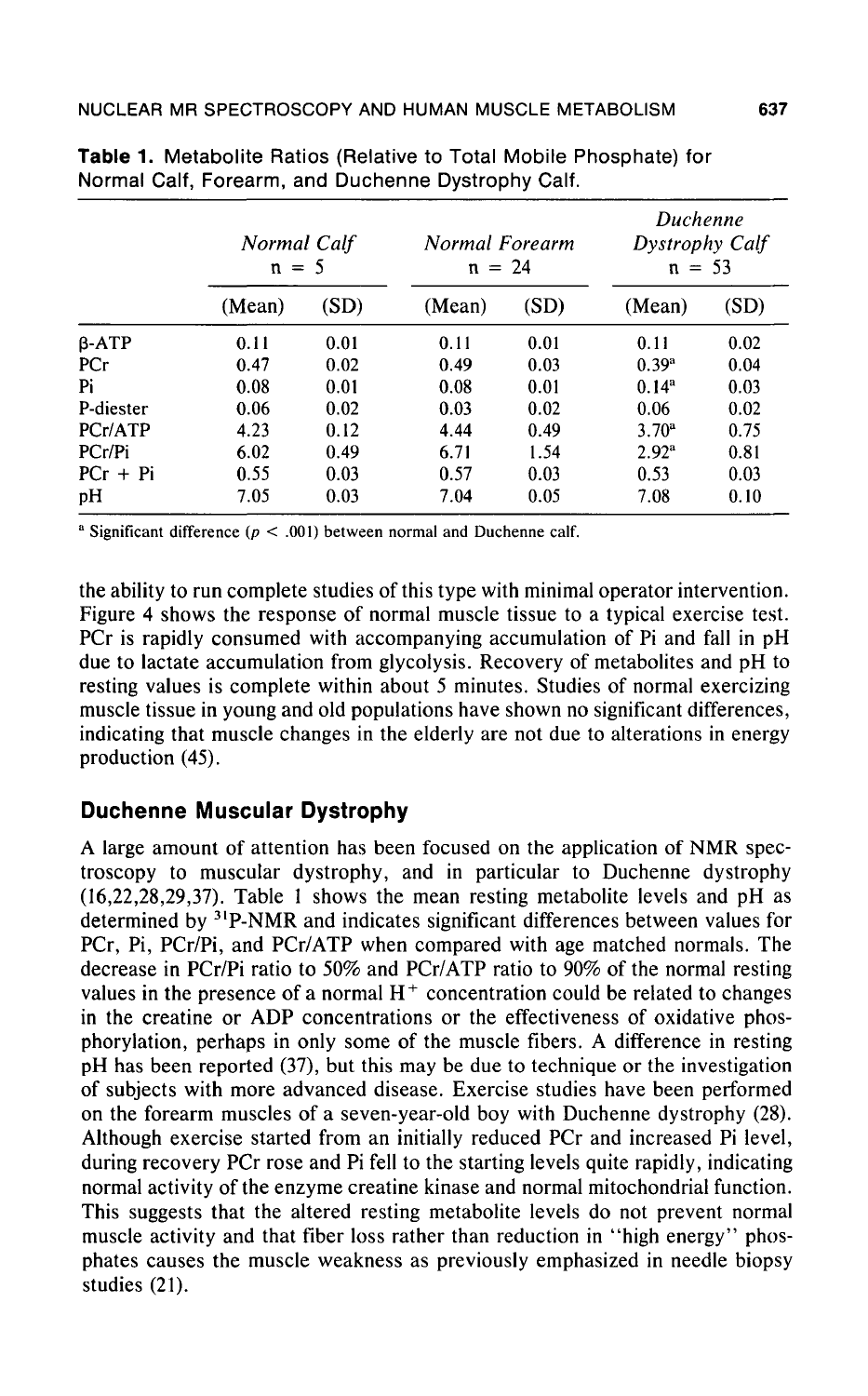**Table 1.** Metabolite Ratios (Relative to Total Mobile Phosphate) for Normal Calf, Forearm, and Duchenne Dystrophy Calf.

| | *Normal Calf* $n = 5$ | | *Normal Forearm* $n = 24$ | | *Duchenne Dystrophy Calf* $n = 53$ | |
|---|---|---|---|---|---|---|
| | (Mean) | (SD) | (Mean) | (SD) | (Mean) | (SD) |
| β-ATP | 0.11 | 0.01 | 0.11 | 0.01 | 0.11 | 0.02 |
| PCr | 0.47 | 0.02 | 0.49 | 0.03 | 0.39[a] | 0.04 |
| Pi | 0.08 | 0.01 | 0.08 | 0.01 | 0.14[a] | 0.03 |
| P-diester | 0.06 | 0.02 | 0.03 | 0.02 | 0.06 | 0.02 |
| PCr/ATP | 4.23 | 0.12 | 4.44 | 0.49 | 3.70[a] | 0.75 |
| PCr/Pi | 6.02 | 0.49 | 6.71 | 1.54 | 2.92[a] | 0.81 |
| PCr + Pi | 0.55 | 0.03 | 0.57 | 0.03 | 0.53 | 0.03 |
| pH | 7.05 | 0.03 | 7.04 | 0.05 | 7.08 | 0.10 |

[a] Significant difference ($p < .001$) between normal and Duchenne calf.

the ability to run complete studies of this type with minimal operator intervention. Figure 4 shows the response of normal muscle tissue to a typical exercise test. PCr is rapidly consumed with accompanying accumulation of Pi and fall in pH due to lactate accumulation from glycolysis. Recovery of metabolites and pH to resting values is complete within about 5 minutes. Studies of normal exercizing muscle tissue in young and old populations have shown no significant differences, indicating that muscle changes in the elderly are not due to alterations in energy production (45).

## Duchenne Muscular Dystrophy

A large amount of attention has been focused on the application of NMR spectroscopy to muscular dystrophy, and in particular to Duchenne dystrophy (16,22,28,29,37). Table 1 shows the mean resting metabolite levels and pH as determined by $^{31}$P-NMR and indicates significant differences between values for PCr, Pi, PCr/Pi, and PCr/ATP when compared with age matched normals. The decrease in PCr/Pi ratio to 50% and PCr/ATP ratio to 90% of the normal resting values in the presence of a normal $H^+$ concentration could be related to changes in the creatine or ADP concentrations or the effectiveness of oxidative phosphorylation, perhaps in only some of the muscle fibers. A difference in resting pH has been reported (37), but this may be due to technique or the investigation of subjects with more advanced disease. Exercise studies have been performed on the forearm muscles of a seven-year-old boy with Duchenne dystrophy (28). Although exercise started from an initially reduced PCr and increased Pi level, during recovery PCr rose and Pi fell to the starting levels quite rapidly, indicating normal activity of the enzyme creatine kinase and normal mitochondrial function. This suggests that the altered resting metabolite levels do not prevent normal muscle activity and that fiber loss rather than reduction in "high energy" phosphates causes the muscle weakness as previously emphasized in needle biopsy studies (21).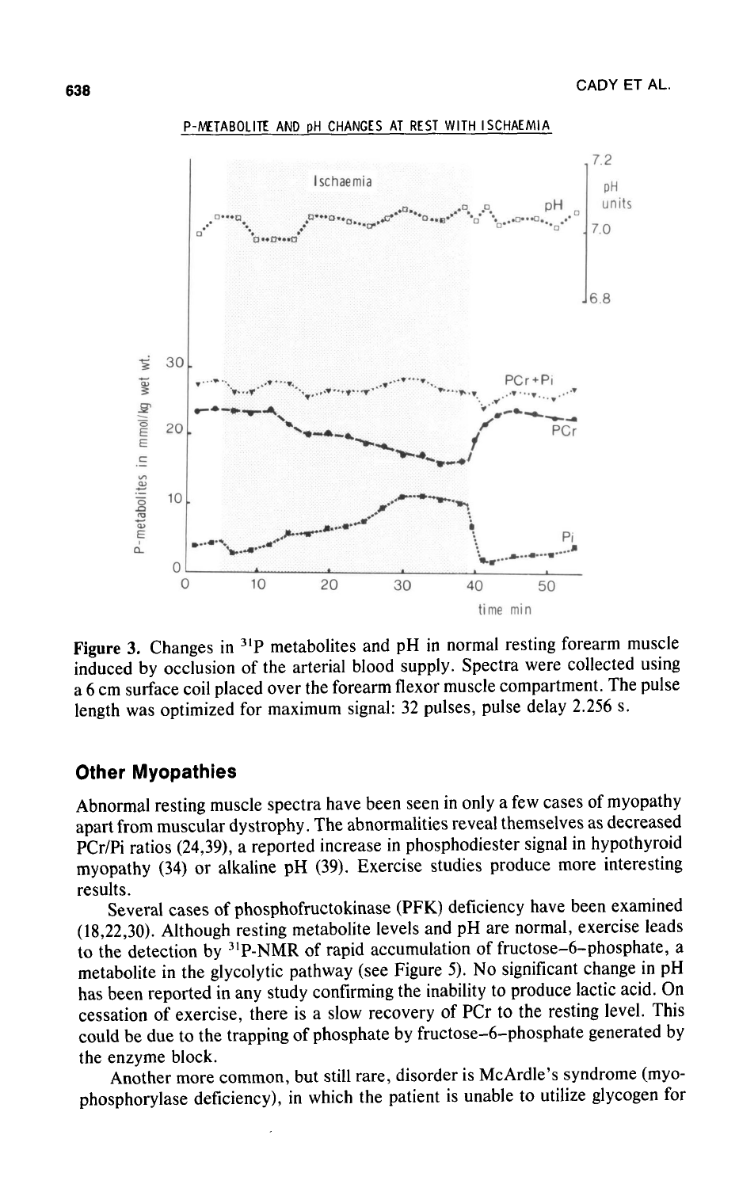Figure 3. Changes in $^{31}$P metabolites and pH in normal resting forearm muscle induced by occlusion of the arterial blood supply. Spectra were collected using a 6 cm surface coil placed over the forearm flexor muscle compartment. The pulse length was optimized for maximum signal: 32 pulses, pulse delay 2.256 s.

## Other Myopathies

Abnormal resting muscle spectra have been seen in only a few cases of myopathy apart from muscular dystrophy. The abnormalities reveal themselves as decreased PCr/Pi ratios (24,39), a reported increase in phosphodiester signal in hypothyroid myopathy (34) or alkaline pH (39). Exercise studies produce more interesting results.

Several cases of phosphofructokinase (PFK) deficiency have been examined (18,22,30). Although resting metabolite levels and pH are normal, exercise leads to the detection by $^{31}$P-NMR of rapid accumulation of fructose–6–phosphate, a metabolite in the glycolytic pathway (see Figure 5). No significant change in pH has been reported in any study confirming the inability to produce lactic acid. On cessation of exercise, there is a slow recovery of PCr to the resting level. This could be due to the trapping of phosphate by fructose–6–phosphate generated by the enzyme block.

Another more common, but still rare, disorder is McArdle's syndrome (myophosphorylase deficiency), in which the patient is unable to utilize glycogen for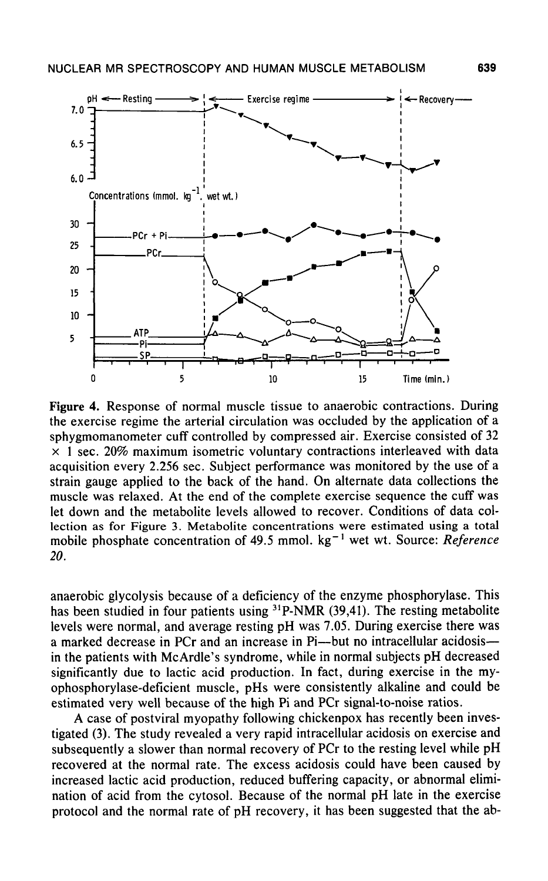Figure 4. Response of normal muscle tissue to anaerobic contractions. During the exercise regime the arterial circulation was occluded by the application of a sphygmomanometer cuff controlled by compressed air. Exercise consisted of 32 × 1 sec. 20% maximum isometric voluntary contractions interleaved with data acquisition every 2.256 sec. Subject performance was monitored by the use of a strain gauge applied to the back of the hand. On alternate data collections the muscle was relaxed. At the end of the complete exercise sequence the cuff was let down and the metabolite levels allowed to recover. Conditions of data collection as for Figure 3. Metabolite concentrations were estimated using a total mobile phosphate concentration of 49.5 mmol. $kg^{-1}$ wet wt. Source: *Reference 20.*

anaerobic glycolysis because of a deficiency of the enzyme phosphorylase. This has been studied in four patients using $^{31}$P-NMR (39,41). The resting metabolite levels were normal, and average resting pH was 7.05. During exercise there was a marked decrease in PCr and an increase in Pi—but no intracellular acidosis—in the patients with McArdle's syndrome, while in normal subjects pH decreased significantly due to lactic acid production. In fact, during exercise in the myophosphorylase-deficient muscle, pHs were consistently alkaline and could be estimated very well because of the high Pi and PCr signal-to-noise ratios.

A case of postviral myopathy following chickenpox has recently been investigated (3). The study revealed a very rapid intracellular acidosis on exercise and subsequently a slower than normal recovery of PCr to the resting level while pH recovered at the normal rate. The excess acidosis could have been caused by increased lactic acid production, reduced buffering capacity, or abnormal elimination of acid from the cytosol. Because of the normal pH late in the exercise protocol and the normal rate of pH recovery, it has been suggested that the ab-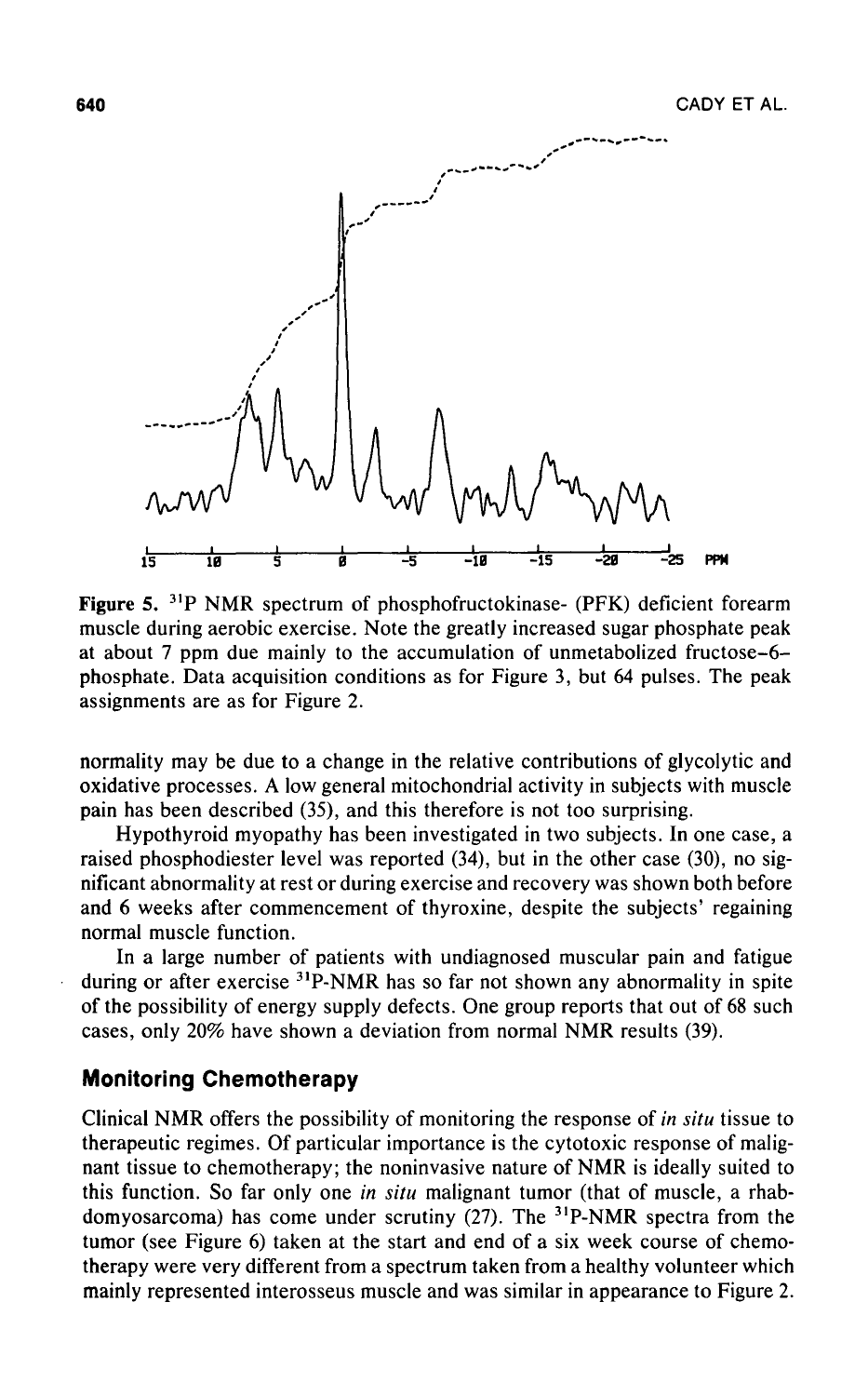**Figure 5.** $^{31}P$ NMR spectrum of phosphofructokinase- (PFK) deficient forearm muscle during aerobic exercise. Note the greatly increased sugar phosphate peak at about 7 ppm due mainly to the accumulation of unmetabolized fructose–6–phosphate. Data acquisition conditions as for Figure 3, but 64 pulses. The peak assignments are as for Figure 2.

normality may be due to a change in the relative contributions of glycolytic and oxidative processes. A low general mitochondrial activity in subjects with muscle pain has been described (35), and this therefore is not too surprising.

Hypothyroid myopathy has been investigated in two subjects. In one case, a raised phosphodiester level was reported (34), but in the other case (30), no significant abnormality at rest or during exercise and recovery was shown both before and 6 weeks after commencement of thyroxine, despite the subjects' regaining normal muscle function.

In a large number of patients with undiagnosed muscular pain and fatigue during or after exercise $^{31}P$-NMR has so far not shown any abnormality in spite of the possibility of energy supply defects. One group reports that out of 68 such cases, only 20% have shown a deviation from normal NMR results (39).

## Monitoring Chemotherapy

Clinical NMR offers the possibility of monitoring the response of *in situ* tissue to therapeutic regimes. Of particular importance is the cytotoxic response of malignant tissue to chemotherapy; the noninvasive nature of NMR is ideally suited to this function. So far only one *in situ* malignant tumor (that of muscle, a rhabdomyosarcoma) has come under scrutiny (27). The $^{31}P$-NMR spectra from the tumor (see Figure 6) taken at the start and end of a six week course of chemotherapy were very different from a spectrum taken from a healthy volunteer which mainly represented interosseus muscle and was similar in appearance to Figure 2.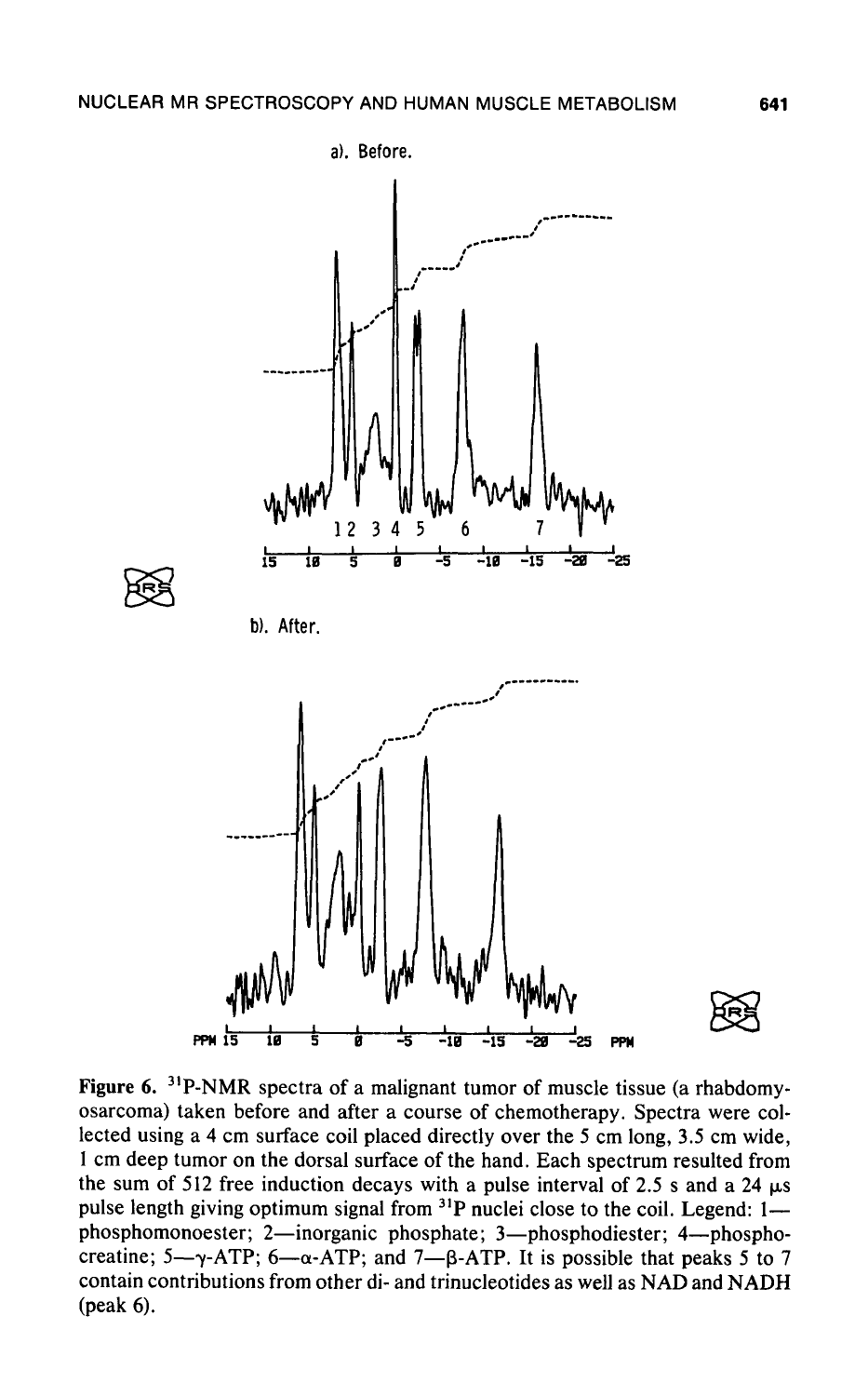a). Before.

b). After.

**Figure 6.** $^{31}$P-NMR spectra of a malignant tumor of muscle tissue (a rhabdomyosarcoma) taken before and after a course of chemotherapy. Spectra were collected using a 4 cm surface coil placed directly over the 5 cm long, 3.5 cm wide, 1 cm deep tumor on the dorsal surface of the hand. Each spectrum resulted from the sum of 512 free induction decays with a pulse interval of 2.5 s and a 24 $\mu$s pulse length giving optimum signal from $^{31}$P nuclei close to the coil. Legend: 1—phosphomonoester; 2—inorganic phosphate; 3—phosphodiester; 4—phosphocreatine; 5—$\gamma$-ATP; 6—$\alpha$-ATP; and 7—$\beta$-ATP. It is possible that peaks 5 to 7 contain contributions from other di- and trinucleotides as well as NAD and NADH (peak 6).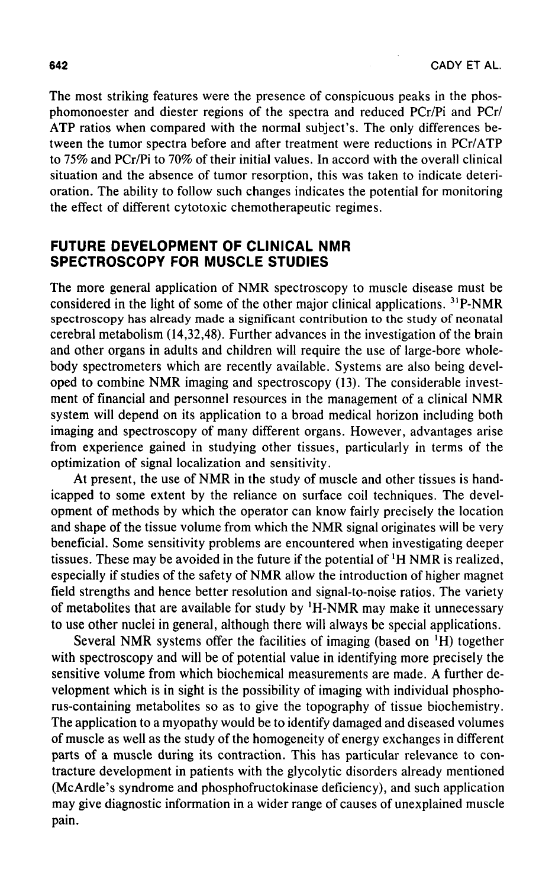The most striking features were the presence of conspicuous peaks in the phosphomonoester and diester regions of the spectra and reduced PCr/Pi and PCr/ATP ratios when compared with the normal subject's. The only differences between the tumor spectra before and after treatment were reductions in PCr/ATP to 75% and PCr/Pi to 70% of their initial values. In accord with the overall clinical situation and the absence of tumor resorption, this was taken to indicate deterioration. The ability to follow such changes indicates the potential for monitoring the effect of different cytotoxic chemotherapeutic regimes.

## FUTURE DEVELOPMENT OF CLINICAL NMR SPECTROSCOPY FOR MUSCLE STUDIES

The more general application of NMR spectroscopy to muscle disease must be considered in the light of some of the other major clinical applications. $^{31}$P-NMR spectroscopy has already made a significant contribution to the study of neonatal cerebral metabolism (14,32,48). Further advances in the investigation of the brain and other organs in adults and children will require the use of large-bore whole-body spectrometers which are recently available. Systems are also being developed to combine NMR imaging and spectroscopy (13). The considerable investment of financial and personnel resources in the management of a clinical NMR system will depend on its application to a broad medical horizon including both imaging and spectroscopy of many different organs. However, advantages arise from experience gained in studying other tissues, particularly in terms of the optimization of signal localization and sensitivity.

At present, the use of NMR in the study of muscle and other tissues is handicapped to some extent by the reliance on surface coil techniques. The development of methods by which the operator can know fairly precisely the location and shape of the tissue volume from which the NMR signal originates will be very beneficial. Some sensitivity problems are encountered when investigating deeper tissues. These may be avoided in the future if the potential of $^{1}$H NMR is realized, especially if studies of the safety of NMR allow the introduction of higher magnet field strengths and hence better resolution and signal-to-noise ratios. The variety of metabolites that are available for study by $^{1}$H-NMR may make it unnecessary to use other nuclei in general, although there will always be special applications.

Several NMR systems offer the facilities of imaging (based on $^{1}$H) together with spectroscopy and will be of potential value in identifying more precisely the sensitive volume from which biochemical measurements are made. A further development which is in sight is the possibility of imaging with individual phosphorus-containing metabolites so as to give the topography of tissue biochemistry. The application to a myopathy would be to identify damaged and diseased volumes of muscle as well as the study of the homogeneity of energy exchanges in different parts of a muscle during its contraction. This has particular relevance to contracture development in patients with the glycolytic disorders already mentioned (McArdle's syndrome and phosphofructokinase deficiency), and such application may give diagnostic information in a wider range of causes of unexplained muscle pain.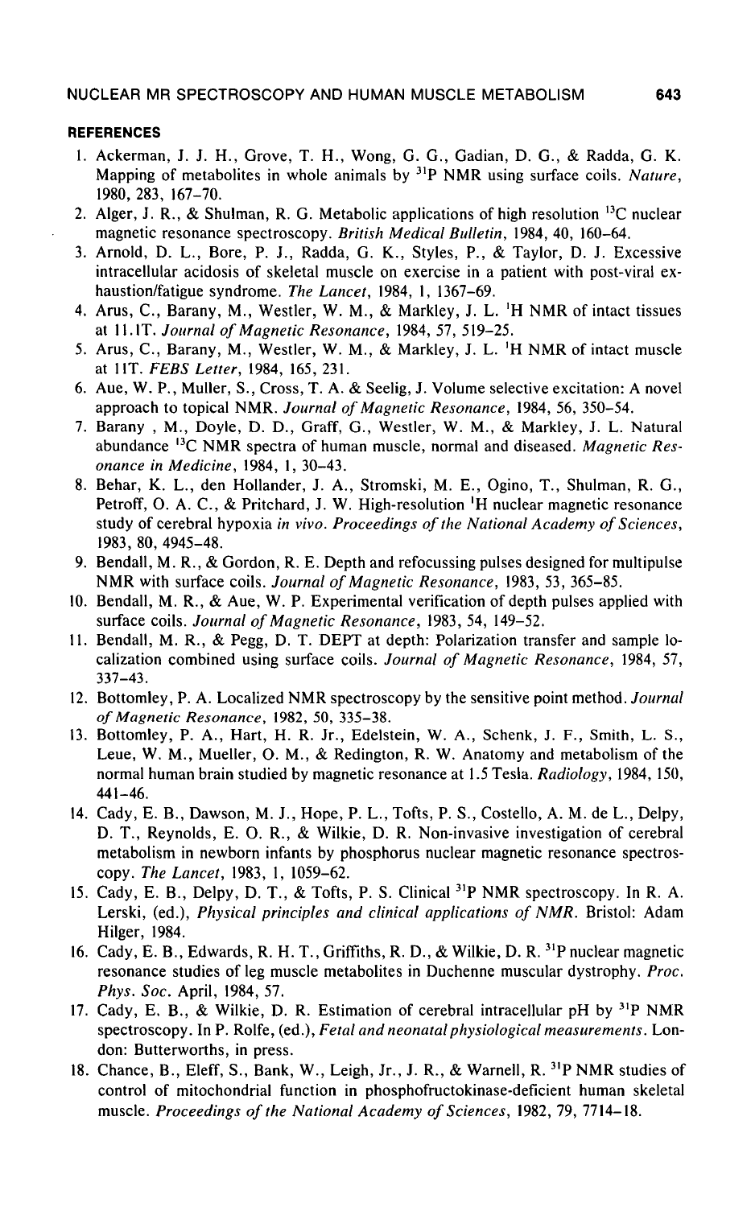## REFERENCES

1. Ackerman, J. J. H., Grove, T. H., Wong, G. G., Gadian, D. G., & Radda, G. K. Mapping of metabolites in whole animals by $^{31}P$ NMR using surface coils. *Nature*, 1980, 283, 167–70.
2. Alger, J. R., & Shulman, R. G. Metabolic applications of high resolution $^{13}C$ nuclear magnetic resonance spectroscopy. *British Medical Bulletin*, 1984, 40, 160–64.
3. Arnold, D. L., Bore, P. J., Radda, G. K., Styles, P., & Taylor, D. J. Excessive intracellular acidosis of skeletal muscle on exercise in a patient with post-viral exhaustion/fatigue syndrome. *The Lancet*, 1984, 1, 1367–69.
4. Arus, C., Barany, M., Westler, W. M., & Markley, J. L. $^{1}H$ NMR of intact tissues at 11.1T. *Journal of Magnetic Resonance*, 1984, 57, 519–25.
5. Arus, C., Barany, M., Westler, W. M., & Markley, J. L. $^{1}H$ NMR of intact muscle at 11T. *FEBS Letter*, 1984, 165, 231.
6. Aue, W. P., Muller, S., Cross, T. A. & Seelig, J. Volume selective excitation: A novel approach to topical NMR. *Journal of Magnetic Resonance*, 1984, 56, 350–54.
7. Barany , M., Doyle, D. D., Graff, G., Westler, W. M., & Markley, J. L. Natural abundance $^{13}C$ NMR spectra of human muscle, normal and diseased. *Magnetic Resonance in Medicine*, 1984, 1, 30–43.
8. Behar, K. L., den Hollander, J. A., Stromski, M. E., Ogino, T., Shulman, R. G., Petroff, O. A. C., & Pritchard, J. W. High-resolution $^{1}H$ nuclear magnetic resonance study of cerebral hypoxia *in vivo*. *Proceedings of the National Academy of Sciences*, 1983, 80, 4945–48.
9. Bendall, M. R., & Gordon, R. E. Depth and refocussing pulses designed for multipulse NMR with surface coils. *Journal of Magnetic Resonance*, 1983, 53, 365–85.
10. Bendall, M. R., & Aue, W. P. Experimental verification of depth pulses applied with surface coils. *Journal of Magnetic Resonance*, 1983, 54, 149–52.
11. Bendall, M. R., & Pegg, D. T. DEPT at depth: Polarization transfer and sample localization combined using surface coils. *Journal of Magnetic Resonance*, 1984, 57, 337–43.
12. Bottomley, P. A. Localized NMR spectroscopy by the sensitive point method. *Journal of Magnetic Resonance*, 1982, 50, 335–38.
13. Bottomley, P. A., Hart, H. R. Jr., Edelstein, W. A., Schenk, J. F., Smith, L. S., Leue, W. M., Mueller, O. M., & Redington, R. W. Anatomy and metabolism of the normal human brain studied by magnetic resonance at 1.5 Tesla. *Radiology*, 1984, 150, 441–46.
14. Cady, E. B., Dawson, M. J., Hope, P. L., Tofts, P. S., Costello, A. M. de L., Delpy, D. T., Reynolds, E. O. R., & Wilkie, D. R. Non-invasive investigation of cerebral metabolism in newborn infants by phosphorus nuclear magnetic resonance spectroscopy. *The Lancet*, 1983, 1, 1059–62.
15. Cady, E. B., Delpy, D. T., & Tofts, P. S. Clinical $^{31}P$ NMR spectroscopy. In R. A. Lerski, (ed.), *Physical principles and clinical applications of NMR*. Bristol: Adam Hilger, 1984.
16. Cady, E. B., Edwards, R. H. T., Griffiths, R. D., & Wilkie, D. R. $^{31}P$ nuclear magnetic resonance studies of leg muscle metabolites in Duchenne muscular dystrophy. *Proc. Phys. Soc.* April, 1984, 57.
17. Cady, E. B., & Wilkie, D. R. Estimation of cerebral intracellular pH by $^{31}P$ NMR spectroscopy. In P. Rolfe, (ed.), *Fetal and neonatal physiological measurements*. London: Butterworths, in press.
18. Chance, B., Eleff, S., Bank, W., Leigh, Jr., J. R., & Warnell, R. $^{31}P$ NMR studies of control of mitochondrial function in phosphofructokinase-deficient human skeletal muscle. *Proceedings of the National Academy of Sciences*, 1982, 79, 7714–18.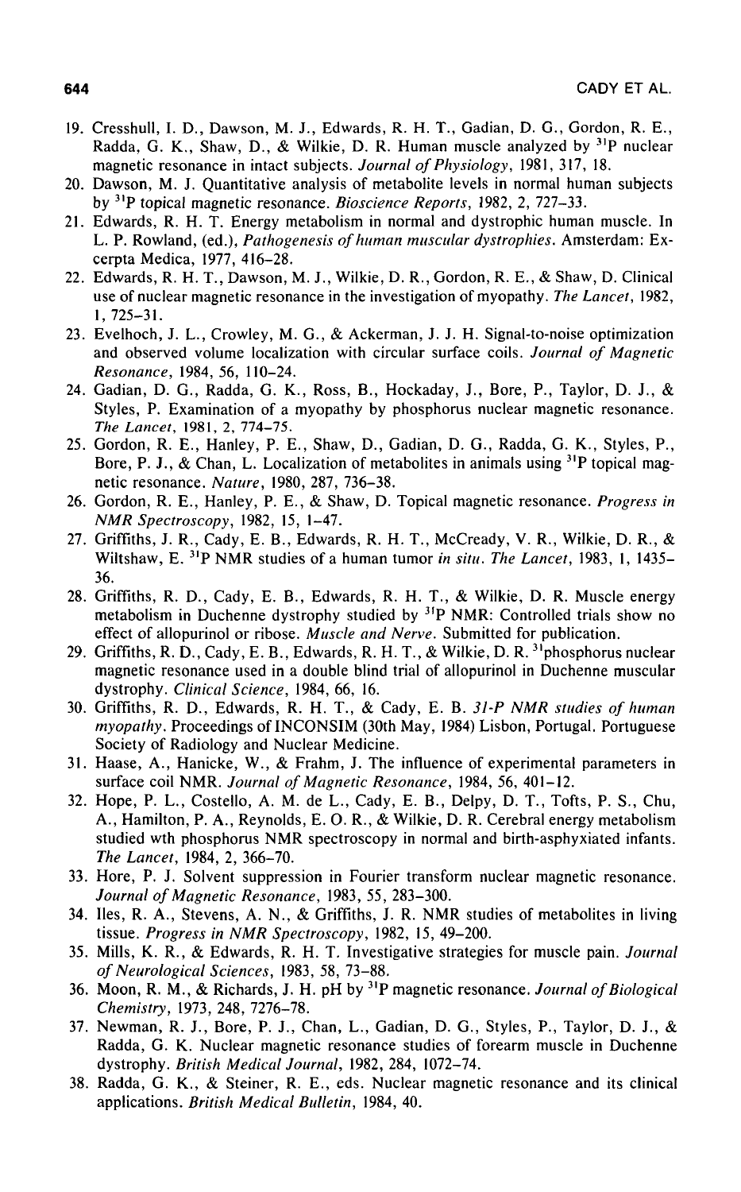19. Cresshull, I. D., Dawson, M. J., Edwards, R. H. T., Gadian, D. G., Gordon, R. E., Radda, G. K., Shaw, D., & Wilkie, D. R. Human muscle analyzed by $^{31}$P nuclear magnetic resonance in intact subjects. *Journal of Physiology*, 1981, 317, 18.
20. Dawson, M. J. Quantitative analysis of metabolite levels in normal human subjects by $^{31}$P topical magnetic resonance. *Bioscience Reports*, 1982, 2, 727–33.
21. Edwards, R. H. T. Energy metabolism in normal and dystrophic human muscle. In L. P. Rowland, (ed.), *Pathogenesis of human muscular dystrophies*. Amsterdam: Excerpta Medica, 1977, 416–28.
22. Edwards, R. H. T., Dawson, M. J., Wilkie, D. R., Gordon, R. E., & Shaw, D. Clinical use of nuclear magnetic resonance in the investigation of myopathy. *The Lancet*, 1982, 1, 725–31.
23. Evelhoch, J. L., Crowley, M. G., & Ackerman, J. J. H. Signal-to-noise optimization and observed volume localization with circular surface coils. *Journal of Magnetic Resonance*, 1984, 56, 110–24.
24. Gadian, D. G., Radda, G. K., Ross, B., Hockaday, J., Bore, P., Taylor, D. J., & Styles, P. Examination of a myopathy by phosphorus nuclear magnetic resonance. *The Lancet*, 1981, 2, 774–75.
25. Gordon, R. E., Hanley, P. E., Shaw, D., Gadian, D. G., Radda, G. K., Styles, P., Bore, P. J., & Chan, L. Localization of metabolites in animals using $^{31}$P topical magnetic resonance. *Nature*, 1980, 287, 736–38.
26. Gordon, R. E., Hanley, P. E., & Shaw, D. Topical magnetic resonance. *Progress in NMR Spectroscopy*, 1982, 15, 1–47.
27. Griffiths, J. R., Cady, E. B., Edwards, R. H. T., McCready, V. R., Wilkie, D. R., & Wiltshaw, E. $^{31}$P NMR studies of a human tumor *in situ*. *The Lancet*, 1983, 1, 1435–36.
28. Griffiths, R. D., Cady, E. B., Edwards, R. H. T., & Wilkie, D. R. Muscle energy metabolism in Duchenne dystrophy studied by $^{31}$P NMR: Controlled trials show no effect of allopurinol or ribose. *Muscle and Nerve*. Submitted for publication.
29. Griffiths, R. D., Cady, E. B., Edwards, R. H. T., & Wilkie, D. R. $^{31}$phosphorus nuclear magnetic resonance used in a double blind trial of allopurinol in Duchenne muscular dystrophy. *Clinical Science*, 1984, 66, 16.
30. Griffiths, R. D., Edwards, R. H. T., & Cady, E. B. *31-P NMR studies of human myopathy*. Proceedings of INCONSIM (30th May, 1984) Lisbon, Portugal. Portuguese Society of Radiology and Nuclear Medicine.
31. Haase, A., Hanicke, W., & Frahm, J. The influence of experimental parameters in surface coil NMR. *Journal of Magnetic Resonance*, 1984, 56, 401–12.
32. Hope, P. L., Costello, A. M. de L., Cady, E. B., Delpy, D. T., Tofts, P. S., Chu, A., Hamilton, P. A., Reynolds, E. O. R., & Wilkie, D. R. Cerebral energy metabolism studied wth phosphorus NMR spectroscopy in normal and birth-asphyxiated infants. *The Lancet*, 1984, 2, 366–70.
33. Hore, P. J. Solvent suppression in Fourier transform nuclear magnetic resonance. *Journal of Magnetic Resonance*, 1983, 55, 283–300.
34. Iles, R. A., Stevens, A. N., & Griffiths, J. R. NMR studies of metabolites in living tissue. *Progress in NMR Spectroscopy*, 1982, 15, 49–200.
35. Mills, K. R., & Edwards, R. H. T. Investigative strategies for muscle pain. *Journal of Neurological Sciences*, 1983, 58, 73–88.
36. Moon, R. M., & Richards, J. H. pH by $^{31}$P magnetic resonance. *Journal of Biological Chemistry*, 1973, 248, 7276–78.
37. Newman, R. J., Bore, P. J., Chan, L., Gadian, D. G., Styles, P., Taylor, D. J., & Radda, G. K. Nuclear magnetic resonance studies of forearm muscle in Duchenne dystrophy. *British Medical Journal*, 1982, 284, 1072–74.
38. Radda, G. K., & Steiner, R. E., eds. Nuclear magnetic resonance and its clinical applications. *British Medical Bulletin*, 1984, 40.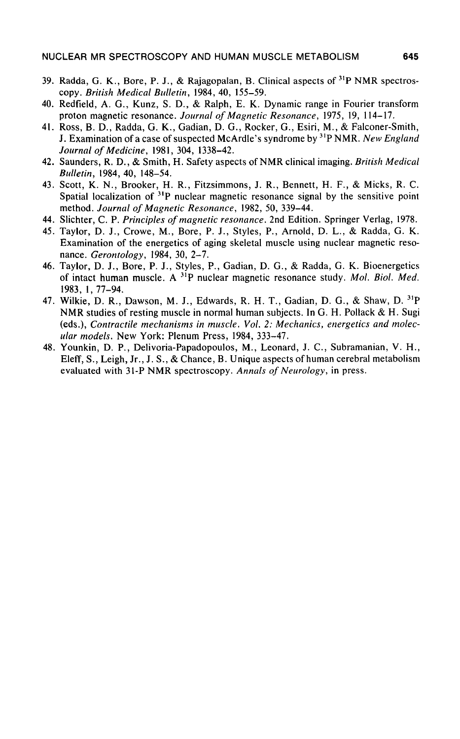39. Radda, G. K., Bore, P. J., & Rajagopalan, B. Clinical aspects of $^{31}$P NMR spectroscopy. *British Medical Bulletin*, 1984, 40, 155–59.
40. Redfield, A. G., Kunz, S. D., & Ralph, E. K. Dynamic range in Fourier transform proton magnetic resonance. *Journal of Magnetic Resonance*, 1975, 19, 114–17.
41. Ross, B. D., Radda, G. K., Gadian, D. G., Rocker, G., Esiri, M., & Falconer-Smith, J. Examination of a case of suspected McArdle's syndrome by $^{31}$P NMR. *New England Journal of Medicine*, 1981, 304, 1338–42.
42. Saunders, R. D., & Smith, H. Safety aspects of NMR clinical imaging. *British Medical Bulletin*, 1984, 40, 148–54.
43. Scott, K. N., Brooker, H. R., Fitzsimmons, J. R., Bennett, H. F., & Micks, R. C. Spatial localization of $^{31}$P nuclear magnetic resonance signal by the sensitive point method. *Journal of Magnetic Resonance*, 1982, 50, 339–44.
44. Slichter, C. P. *Principles of magnetic resonance*. 2nd Edition. Springer Verlag, 1978.
45. Taylor, D. J., Crowe, M., Bore, P. J., Styles, P., Arnold, D. L., & Radda, G. K. Examination of the energetics of aging skeletal muscle using nuclear magnetic resonance. *Gerontology*, 1984, 30, 2–7.
46. Taylor, D. J., Bore, P. J., Styles, P., Gadian, D. G., & Radda, G. K. Bioenergetics of intact human muscle. A $^{31}$P nuclear magnetic resonance study. *Mol. Biol. Med.* 1983, 1, 77–94.
47. Wilkie, D. R., Dawson, M. J., Edwards, R. H. T., Gadian, D. G., & Shaw, D. $^{31}$P NMR studies of resting muscle in normal human subjects. In G. H. Pollack & H. Sugi (eds.), *Contractile mechanisms in muscle. Vol. 2: Mechanics, energetics and molecular models*. New York: Plenum Press, 1984, 333–47.
48. Younkin, D. P., Delivoria-Papadopoulos, M., Leonard, J. C., Subramanian, V. H., Eleff, S., Leigh, Jr., J. S., & Chance, B. Unique aspects of human cerebral metabolism evaluated with 31-P NMR spectroscopy. *Annals of Neurology*, in press.